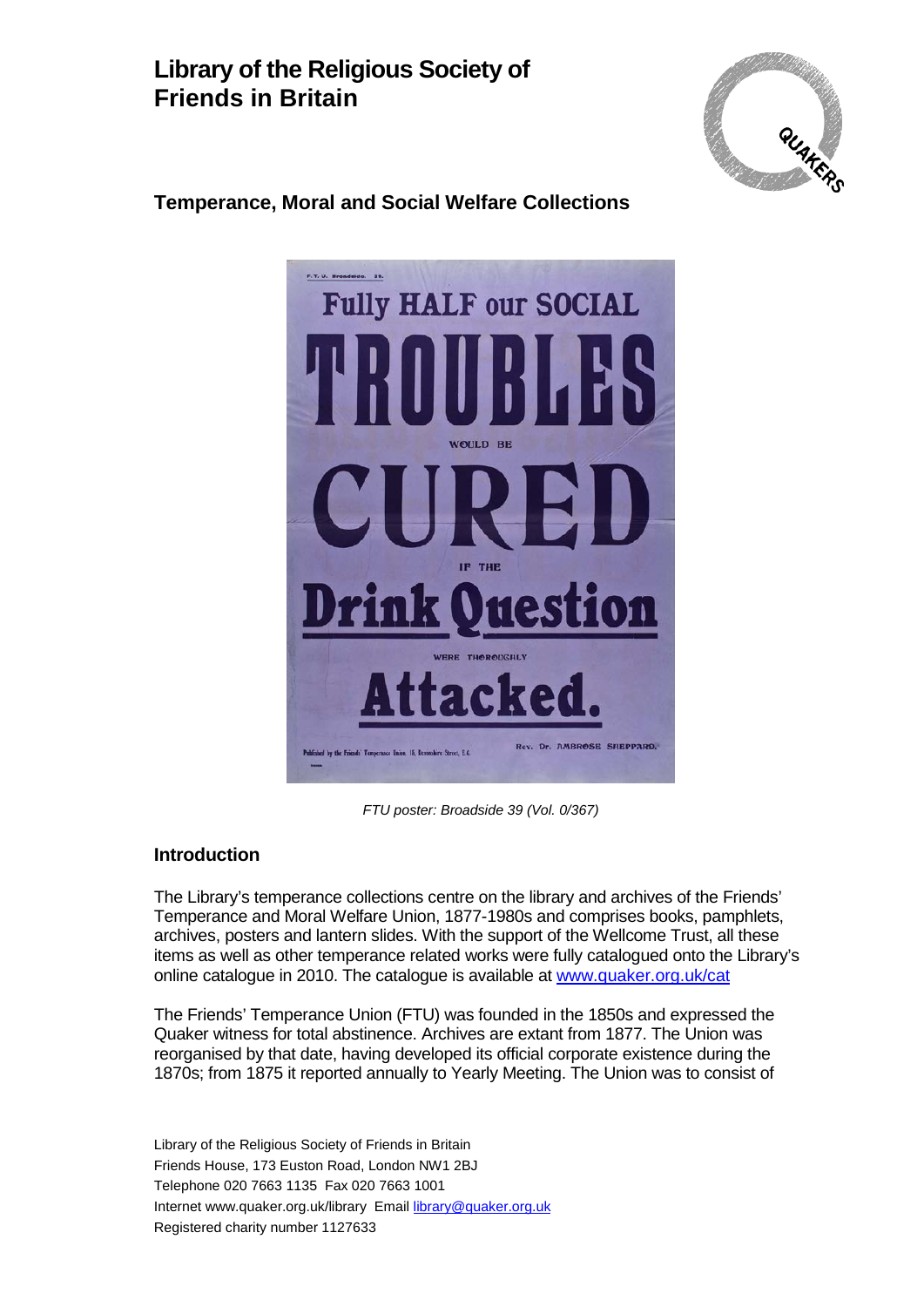# Library of the Religious Society of Friends in Britain

## Temperance, Moral and Social Welfare Collections

*FTU poster: Broadside 39 (Vol. 0/367)*

### Introduction

The Library's temperance collections centre on the library and archives of the Friends' Temperance and Moral Welfare Union, 1877-1980s and comprises books, pamphlets, archives, posters and lantern slides. With the support of the Wellcome Trust, all these items as well as other temperance related works were fully catalogued onto the Library's online catalogue in 2010. The catalogue is available at [www.quaker.org.uk/cat](http://www.quaker.org.uk/cat)

The Friends' Temperance Union (FTU) was founded in the 1850s and expressed the Quaker witness for total abstinence. Archives are extant from 1877. The Union was reorganised by that date, having developed its official corporate existence during the 1870s; from 1875 it reported annually to Yearly Meeting. The Union was to consist of

Library of the Religious Society of Friends in Britain
Friends House, 173 Euston Road, London NW1 2BJ
Telephone 020 7663 1135 Fax 020 7663 1001
Internet www.quaker.org.uk/library Email [library@quaker.org.uk](mailto:library@quaker.org.uk)
Registered charity number 1127633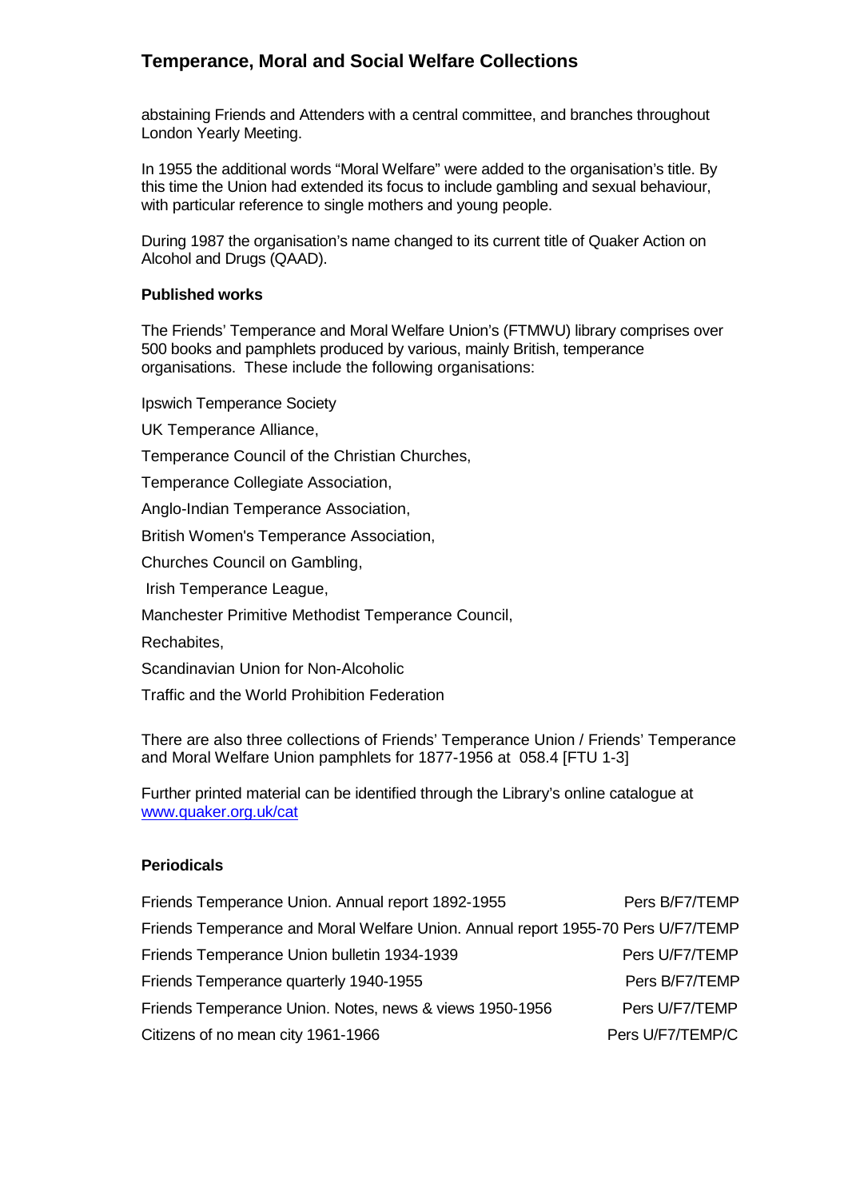abstaining Friends and Attenders with a central committee, and branches throughout London Yearly Meeting.

In 1955 the additional words "Moral Welfare" were added to the organisation's title. By this time the Union had extended its focus to include gambling and sexual behaviour, with particular reference to single mothers and young people.

During 1987 the organisation's name changed to its current title of Quaker Action on Alcohol and Drugs (QAAD).

**Published works**

The Friends' Temperance and Moral Welfare Union's (FTMWU) library comprises over 500 books and pamphlets produced by various, mainly British, temperance organisations. These include the following organisations:

Ipswich Temperance Society

UK Temperance Alliance,

Temperance Council of the Christian Churches,

Temperance Collegiate Association,

Anglo-Indian Temperance Association,

British Women's Temperance Association,

Churches Council on Gambling,

Irish Temperance League,

Manchester Primitive Methodist Temperance Council,

Rechabites,

Scandinavian Union for Non-Alcoholic

Traffic and the World Prohibition Federation

There are also three collections of Friends' Temperance Union / Friends' Temperance and Moral Welfare Union pamphlets for 1877-1956 at 058.4 [FTU 1-3]

Further printed material can be identified through the Library's online catalogue at www.quaker.org.uk/cat

**Periodicals**

| | |
|---|---|
| Friends Temperance Union. Annual report 1892-1955 | Pers B/F7/TEMP |
| Friends Temperance and Moral Welfare Union. Annual report 1955-70 | Pers U/F7/TEMP |
| Friends Temperance Union bulletin 1934-1939 | Pers U/F7/TEMP |
| Friends Temperance quarterly 1940-1955 | Pers B/F7/TEMP |
| Friends Temperance Union. Notes, news & views 1950-1956 | Pers U/F7/TEMP |
| Citizens of no mean city 1961-1966 | Pers U/F7/TEMP/C |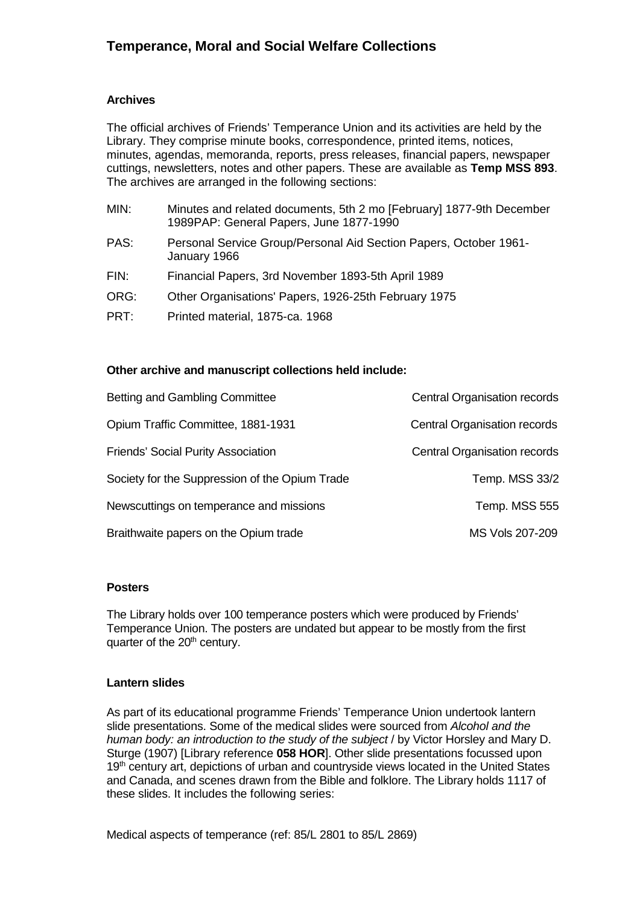# Temperance, Moral and Social Welfare Collections

### Archives

The official archives of Friends' Temperance Union and its activities are held by the Library. They comprise minute books, correspondence, printed items, notices, minutes, agendas, memoranda, reports, press releases, financial papers, newspaper cuttings, newsletters, notes and other papers. These are available as **Temp MSS 893**. The archives are arranged in the following sections:

MIN: Minutes and related documents, 5th 2 mo [February] 1877-9th December 1989PAP: General Papers, June 1877-1990

PAS: Personal Service Group/Personal Aid Section Papers, October 1961-January 1966

FIN: Financial Papers, 3rd November 1893-5th April 1989

ORG: Other Organisations' Papers, 1926-25th February 1975

PRT: Printed material, 1875-ca. 1968

### Other archive and manuscript collections held include:

| | |
|---|---|
| Betting and Gambling Committee | Central Organisation records |
| Opium Traffic Committee, 1881-1931 | Central Organisation records |
| Friends' Social Purity Association | Central Organisation records |
| Society for the Suppression of the Opium Trade | Temp. MSS 33/2 |
| Newscuttings on temperance and missions | Temp. MSS 555 |
| Braithwaite papers on the Opium trade | MS Vols 207-209 |

### Posters

The Library holds over 100 temperance posters which were produced by Friends' Temperance Union. The posters are undated but appear to be mostly from the first quarter of the 20th century.

### Lantern slides

As part of its educational programme Friends' Temperance Union undertook lantern slide presentations. Some of the medical slides were sourced from *Alcohol and the human body: an introduction to the study of the subject* / by Victor Horsley and Mary D. Sturge (1907) [Library reference **058 HOR**]. Other slide presentations focussed upon 19th century art, depictions of urban and countryside views located in the United States and Canada, and scenes drawn from the Bible and folklore. The Library holds 1117 of these slides. It includes the following series:

Medical aspects of temperance (ref: 85/L 2801 to 85/L 2869)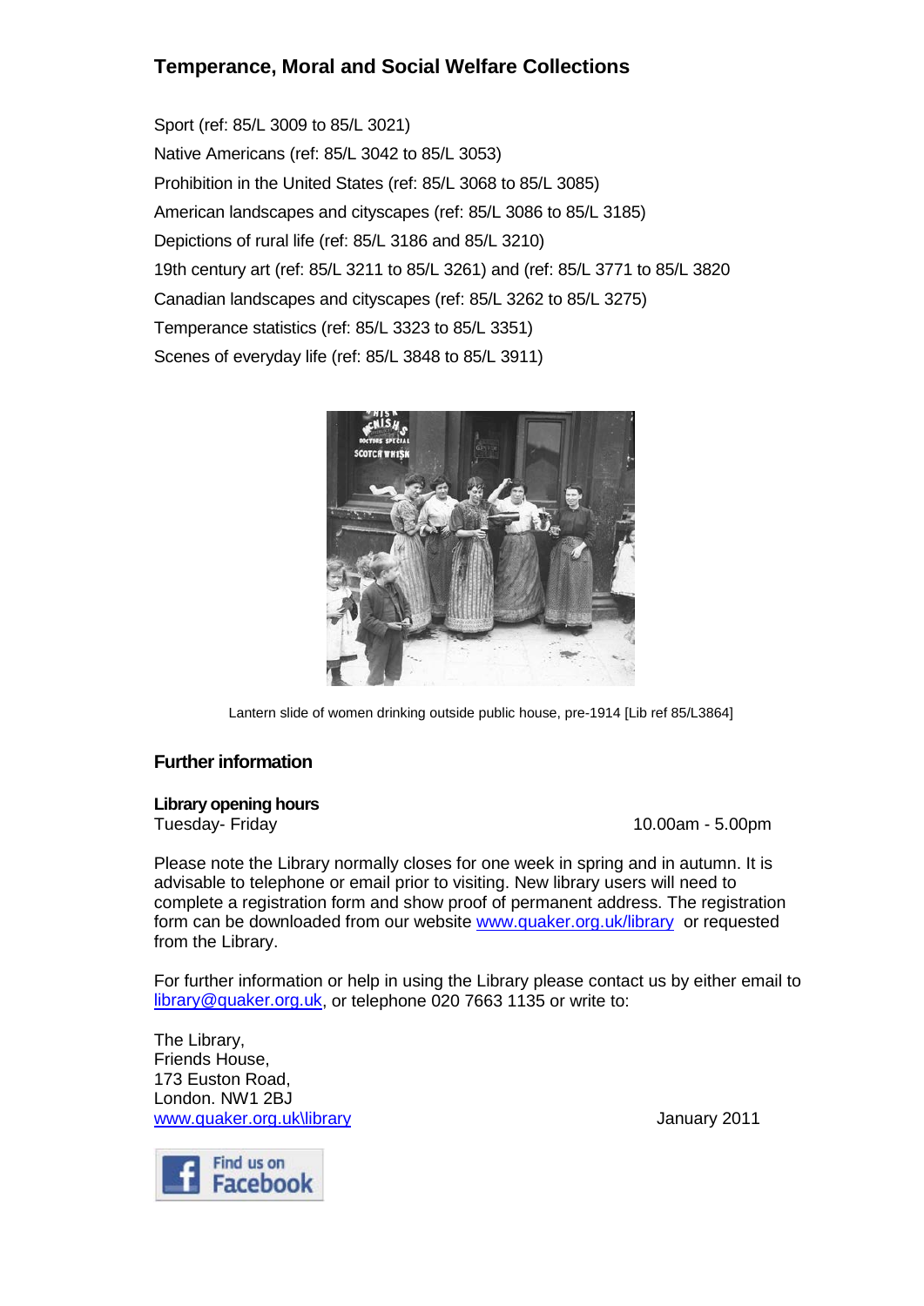## Temperance, Moral and Social Welfare Collections

Sport (ref: 85/L 3009 to 85/L 3021)

Native Americans (ref: 85/L 3042 to 85/L 3053)

Prohibition in the United States (ref: 85/L 3068 to 85/L 3085)

American landscapes and cityscapes (ref: 85/L 3086 to 85/L 3185)

Depictions of rural life (ref: 85/L 3186 and 85/L 3210)

19th century art (ref: 85/L 3211 to 85/L 3261) and (ref: 85/L 3771 to 85/L 3820

Canadian landscapes and cityscapes (ref: 85/L 3262 to 85/L 3275)

Temperance statistics (ref: 85/L 3323 to 85/L 3351)

Scenes of everyday life (ref: 85/L 3848 to 85/L 3911)

Lantern slide of women drinking outside public house, pre-1914 [Lib ref 85/L3864]

### Further information

**Library opening hours**

Tuesday- Friday 10.00am - 5.00pm

Please note the Library normally closes for one week in spring and in autumn. It is advisable to telephone or email prior to visiting. New library users will need to complete a registration form and show proof of permanent address. The registration form can be downloaded from our website www.quaker.org.uk/library or requested from the Library.

For further information or help in using the Library please contact us by either email to library@quaker.org.uk, or telephone 020 7663 1135 or write to:

The Library,
Friends House,
173 Euston Road,
London. NW1 2BJ
www.quaker.org.uk\library

January 2011

Find us on Facebook